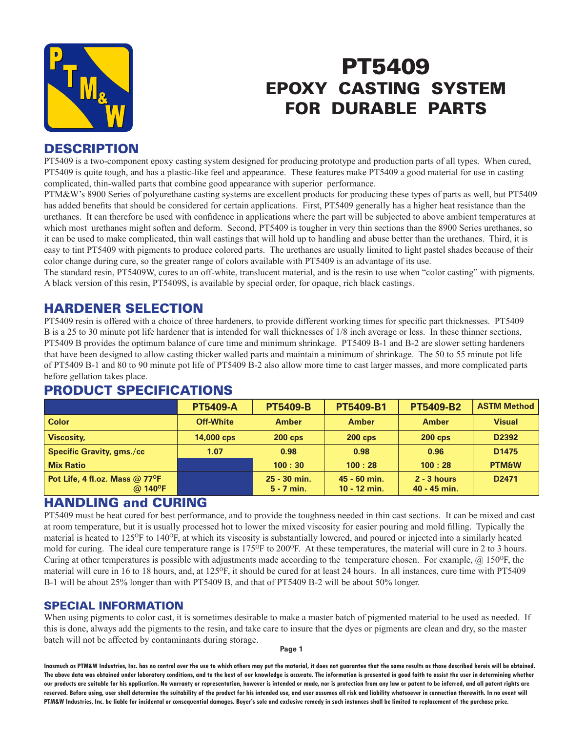# PT5409

## EPOXY CASTING SYSTEM FOR DURABLE PARTS

## DESCRIPTION

PT5409 is a two-component epoxy casting system designed for producing prototype and production parts of all types. When cured, PT5409 is quite tough, and has a plastic-like feel and appearance. These features make PT5409 a good material for use in casting complicated, thin-walled parts that combine good appearance with superior performance.

PTM&W's 8900 Series of polyurethane casting systems are excellent products for producing these types of parts as well, but PT5409 has added benefits that should be considered for certain applications. First, PT5409 generally has a higher heat resistance than the urethanes. It can therefore be used with confidence in applications where the part will be subjected to above ambient temperatures at which most urethanes might soften and deform. Second, PT5409 is tougher in very thin sections than the 8900 Series urethanes, so it can be used to make complicated, thin wall castings that will hold up to handling and abuse better than the urethanes. Third, it is easy to tint PT5409 with pigments to produce colored parts. The urethanes are usually limited to light pastel shades because of their color change during cure, so the greater range of colors available with PT5409 is an advantage of its use.

The standard resin, PT5409W, cures to an off-white, translucent material, and is the resin to use when "color casting" with pigments. A black version of this resin, PT5409S, is available by special order, for opaque, rich black castings.

## HARDENER SELECTION

PT5409 resin is offered with a choice of three hardeners, to provide different working times for specific part thicknesses. PT5409 B is a 25 to 30 minute pot life hardener that is intended for wall thicknesses of 1/8 inch average or less. In these thinner sections, PT5409 B provides the optimum balance of cure time and minimum shrinkage. PT5409 B-1 and B-2 are slower setting hardeners that have been designed to allow casting thicker walled parts and maintain a minimum of shrinkage. The 50 to 55 minute pot life of PT5409 B-1 and 80 to 90 minute pot life of PT5409 B-2 also allow more time to cast larger masses, and more complicated parts before gellation takes place.

## PRODUCT SPECIFICATIONS

| | PT5409-A | PT5409-B | PT5409-B1 | PT5409-B2 | ASTM Method |
|---|---|---|---|---|---|
| Color | Off-White | Amber | Amber | Amber | Visual |
| Viscosity, | 14,000 cps | 200 cps | 200 cps | 200 cps | D2392 |
| Specific Gravity, gms./cc | 1.07 | 0.98 | 0.98 | 0.96 | D1475 |
| Mix Ratio | | 100 : 30 | 100 : 28 | 100 : 28 | PTM&W |
| Pot Life, 4 fl.oz. Mass @ 77°F<br>@ 140°F | | 25 - 30 min.<br>5 - 7 min. | 45 - 60 min.<br>10 - 12 min. | 2 - 3 hours<br>40 - 45 min. | D2471 |

## HANDLING and CURING

PT5409 must be heat cured for best performance, and to provide the toughness needed in thin cast sections. It can be mixed and cast at room temperature, but it is usually processed hot to lower the mixed viscosity for easier pouring and mold filling. Typically the material is heated to 125°F to 140°F, at which its viscosity is substantially lowered, and poured or injected into a similarly heated mold for curing. The ideal cure temperature range is 175°F to 200°F. At these temperatures, the material will cure in 2 to 3 hours. Curing at other temperatures is possible with adjustments made according to the temperature chosen. For example, @ 150°F, the material will cure in 16 to 18 hours, and, at 125°F, it should be cured for at least 24 hours. In all instances, cure time with PT5409 B-1 will be about 25% longer than with PT5409 B, and that of PT5409 B-2 will be about 50% longer.

## SPECIAL INFORMATION

When using pigments to color cast, it is sometimes desirable to make a master batch of pigmented material to be used as needed. If this is done, always add the pigments to the resin, and take care to insure that the dyes or pigments are clean and dry, so the master batch will not be affected by contaminants during storage.

**Inasmuch as PTM&W Industries, Inc. has no control over the use to which others may put the material, it does not guarantee that the same results as those described hereis will be obtained. The above data was obtained under laboratory conditions, and to the best of our knowledge is accurate. The information is presented in good faith to assist the user in determining whether our products are suitable for his application. No warranty or representation, however is intended or made, nor is protection from any law or patent to be inferred, and all patent rights are reserved. Before using, user shall determine the suitability of the product for his intended use, and user assumes all risk and liability whatsoever in connection therewith. In no event will PTM&W Industries, Inc. be liable for incidental or consequential damages. Buyer's sole and exclusive remedy in such instances shall be limited to replacement of the purchase price.**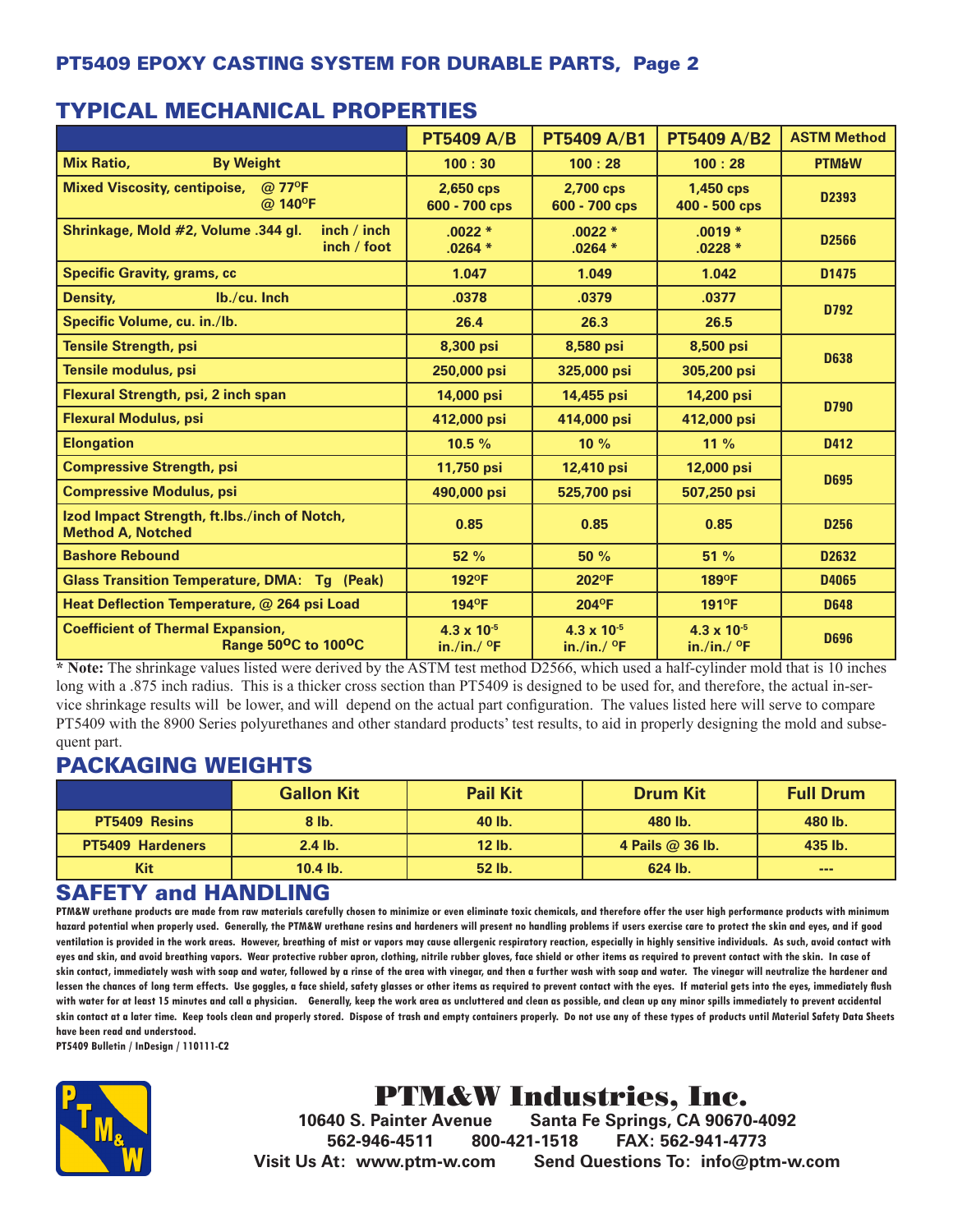## TYPICAL MECHANICAL PROPERTIES

| | PT5409 A/B | PT5409 A/B1 | PT5409 A/B2 | ASTM Method |
|---|---|---|---|---|
| Mix Ratio, By Weight | 100 : 30 | 100 : 28 | 100 : 28 | PTM&W |
| Mixed Viscosity, centipoise, @ 77°F / @ 140°F | 2,650 cps / 600 - 700 cps | 2,700 cps / 600 - 700 cps | 1,450 cps / 400 - 500 cps | D2393 |
| Shrinkage, Mold #2, Volume .344 gl. inch / inch / inch / foot | .0022 * / .0264 * | .0022 * / .0264 * | .0019 * / .0228 * | D2566 |
| Specific Gravity, grams, cc | 1.047 | 1.049 | 1.042 | D1475 |
| Density, lb./cu. Inch | .0378 | .0379 | .0377 | D792 |
| Specific Volume, cu. in./lb. | 26.4 | 26.3 | 26.5 | |
| Tensile Strength, psi | 8,300 psi | 8,580 psi | 8,500 psi | D638 |
| Tensile modulus, psi | 250,000 psi | 325,000 psi | 305,200 psi | |
| Flexural Strength, psi, 2 inch span | 14,000 psi | 14,455 psi | 14,200 psi | D790 |
| Flexural Modulus, psi | 412,000 psi | 414,000 psi | 412,000 psi | |
| Elongation | 10.5 % | 10 % | 11 % | D412 |
| Compressive Strength, psi | 11,750 psi | 12,410 psi | 12,000 psi | D695 |
| Compressive Modulus, psi | 490,000 psi | 525,700 psi | 507,250 psi | |
| Izod Impact Strength, ft.lbs./inch of Notch, Method A, Notched | 0.85 | 0.85 | 0.85 | D256 |
| Bashore Rebound | 52 % | 50 % | 51 % | D2632 |
| Glass Transition Temperature, DMA: Tg (Peak) | 192°F | 202°F | 189°F | D4065 |
| Heat Deflection Temperature, @ 264 psi Load | 194°F | 204°F | 191°F | D648 |
| Coefficient of Thermal Expansion, Range 50°C to 100°C | $4.3 \times 10^{-5}$ in./in./ °F | $4.3 \times 10^{-5}$ in./in./ °F | $4.3 \times 10^{-5}$ in./in./ °F | D696 |

**\* Note:** The shrinkage values listed were derived by the ASTM test method D2566, which used a half-cylinder mold that is 10 inches long with a .875 inch radius. This is a thicker cross section than PT5409 is designed to be used for, and therefore, the actual in-service shrinkage results will be lower, and will depend on the actual part configuration. The values listed here will serve to compare PT5409 with the 8900 Series polyurethanes and other standard products' test results, to aid in properly designing the mold and subsequent part.

## PACKAGING WEIGHTS

| | Gallon Kit | Pail Kit | Drum Kit | Full Drum |
|---|---|---|---|---|
| PT5409 Resins | 8 lb. | 40 lb. | 480 lb. | 480 lb. |
| PT5409 Hardeners | 2.4 lb. | 12 lb. | 4 Pails @ 36 lb. | 435 lb. |
| Kit | 10.4 lb. | 52 lb. | 624 lb. | --- |

## SAFETY and HANDLING

PTM&W urethane products are made from raw materials carefully chosen to minimize or even eliminate toxic chemicals, and therefore offer the user high performance products with minimum hazard potential when properly used. Generally, the PTM&W urethane resins and hardeners will present no handling problems if users exercise care to protect the skin and eyes, and if good ventilation is provided in the work areas. However, breathing of mist or vapors may cause allergenic respiratory reaction, especially in highly sensitive individuals. As such, avoid contact with eyes and skin, and avoid breathing vapors. Wear protective rubber apron, clothing, nitrile rubber gloves, face shield or other items as required to prevent contact with the skin. In case of skin contact, immediately wash with soap and water, followed by a rinse of the area with vinegar, and then a further wash with soap and water. The vinegar will neutralize the hardener and lessen the chances of long term effects. Use goggles, a face shield, safety glasses or other items as required to prevent contact with the eyes. If material gets into the eyes, immediately flush with water for at least 15 minutes and call a physician. Generally, keep the work area as uncluttered and clean as possible, and clean up any minor spills immediately to prevent accidental skin contact at a later time. Keep tools clean and properly stored. Dispose of trash and empty containers properly. Do not use any of these types of products until Material Safety Data Sheets have been read and understood.

PT5409 Bulletin / InDesign / 110111-C2

# PTM&W Industries, Inc.

10640 S. Painter Avenue Santa Fe Springs, CA 90670-4092
562-946-4511 800-421-1518 FAX: 562-941-4773
Visit Us At: www.ptm-w.com Send Questions To: info@ptm-w.com